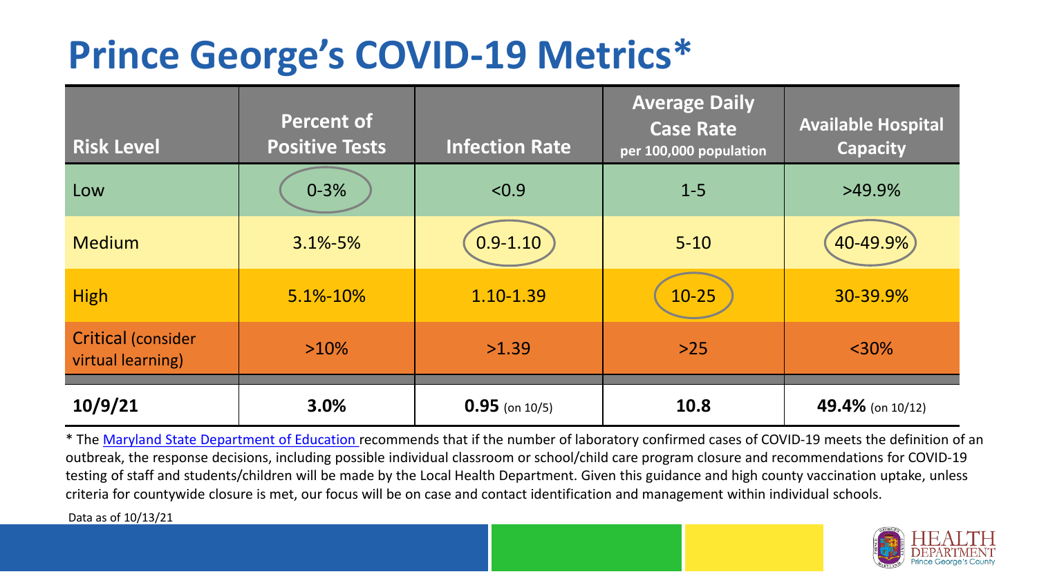# Prince George's COVID-19 Metrics*

| Risk Level | Percent of Positive Tests | Infection Rate | Average Daily Case Rate per 100,000 population | Available Hospital Capacity |
|---|---|---|---|---|
| Low | 0-3% | <0.9 | 1-5 | >49.9% |
| Medium | 3.1%-5% | 0.9-1.10 | 5-10 | 40-49.9% |
| High | 5.1%-10% | 1.10-1.39 | 10-25 | 30-39.9% |
| Critical (consider virtual learning) | >10% | >1.39 | >25 | <30% |
| **10/9/21** | **3.0%** | **0.95** (on 10/5) | **10.8** | **49.4%** (on 10/12) |

* The Maryland State Department of Education recommends that if the number of laboratory confirmed cases of COVID-19 meets the definition of an outbreak, the response decisions, including possible individual classroom or school/child care program closure and recommendations for COVID-19 testing of staff and students/children will be made by the Local Health Department. Given this guidance and high county vaccination uptake, unless criteria for countywide closure is met, our focus will be on case and contact identification and management within individual schools.

Data as of 10/13/21

HEALTH DEPARTMENT Prince George's County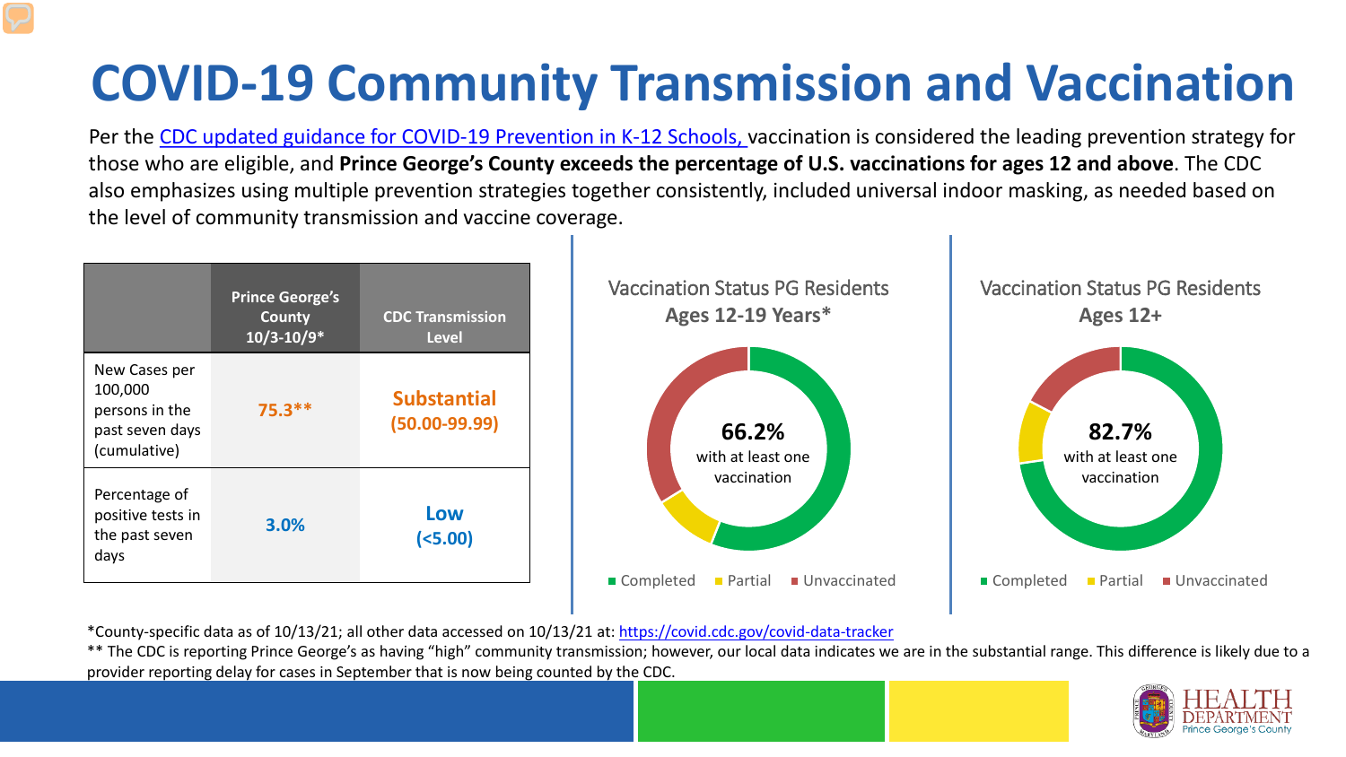# COVID-19 Community Transmission and Vaccination

Per the CDC updated guidance for COVID-19 Prevention in K-12 Schools, vaccination is considered the leading prevention strategy for those who are eligible, and **Prince George's County exceeds the percentage of U.S. vaccinations for ages 12 and above**. The CDC also emphasizes using multiple prevention strategies together consistently, included universal indoor masking, as needed based on the level of community transmission and vaccine coverage.

| | Prince George's County 10/3-10/9* | CDC Transmission Level |
|---|---|---|
| New Cases per 100,000 persons in the past seven days (cumulative) | 75.3** | Substantial (50.00-99.99) |
| Percentage of positive tests in the past seven days | 3.0% | Low (<5.00) |

**Vaccination Status PG Residents Ages 12-19 Years***

66.2% with at least one vaccination

Completed | Partial | Unvaccinated

**Vaccination Status PG Residents Ages 12+**

82.7% with at least one vaccination

Completed | Partial | Unvaccinated

*County-specific data as of 10/13/21; all other data accessed on 10/13/21 at: https://covid.cdc.gov/covid-data-tracker

** The CDC is reporting Prince George's as having "high" community transmission; however, our local data indicates we are in the substantial range. This difference is likely due to a provider reporting delay for cases in September that is now being counted by the CDC.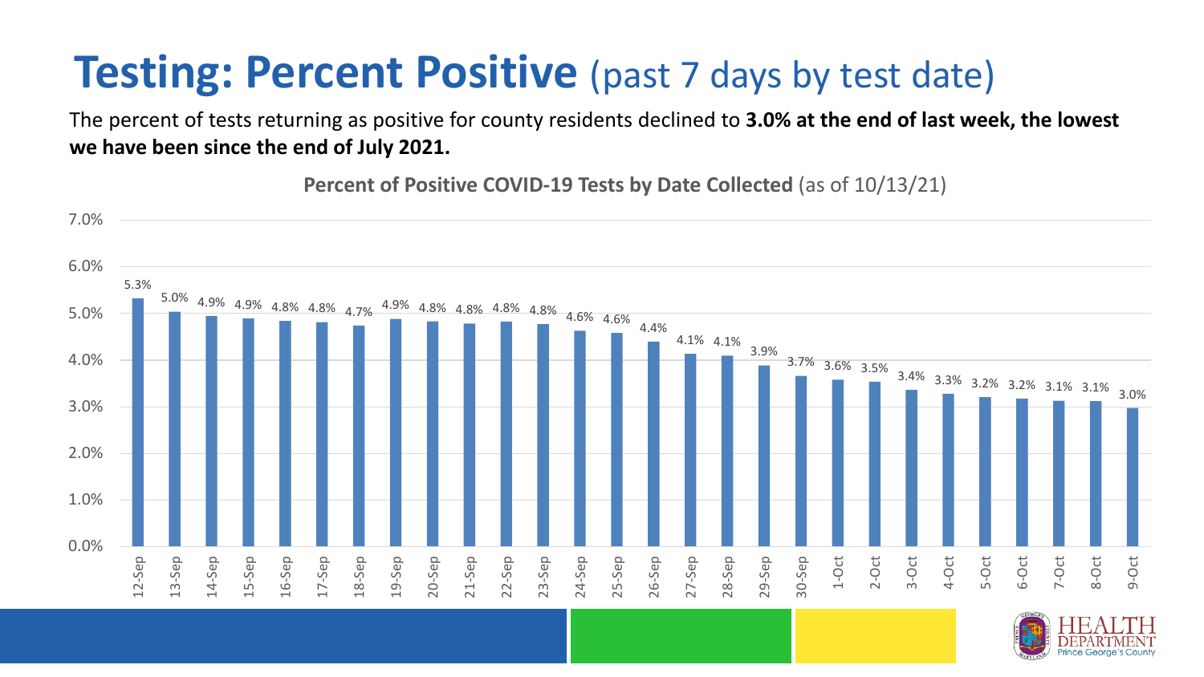# Testing: Percent Positive (past 7 days by test date)

The percent of tests returning as positive for county residents declined to **3.0% at the end of last week, the lowest we have been since the end of July 2021.**

**Percent of Positive COVID-19 Tests by Date Collected** (as of 10/13/21)

| Date | Percent Positive |
|---|---|
| 12-Sep | 5.3% |
| 13-Sep | 5.0% |
| 14-Sep | 4.9% |
| 15-Sep | 4.9% |
| 16-Sep | 4.8% |
| 17-Sep | 4.8% |
| 18-Sep | 4.7% |
| 19-Sep | 4.9% |
| 20-Sep | 4.8% |
| 21-Sep | 4.8% |
| 22-Sep | 4.8% |
| 23-Sep | 4.8% |
| 24-Sep | 4.6% |
| 25-Sep | 4.6% |
| 26-Sep | 4.4% |
| 27-Sep | 4.1% |
| 28-Sep | 4.1% |
| 29-Sep | 3.9% |
| 30-Sep | 3.7% |
| 1-Oct | 3.6% |
| 2-Oct | 3.5% |
| 3-Oct | 3.4% |
| 4-Oct | 3.3% |
| 5-Oct | 3.2% |
| 6-Oct | 3.2% |
| 7-Oct | 3.1% |
| 8-Oct | 3.1% |
| 9-Oct | 3.0% |

HEALTH DEPARTMENT Prince George's County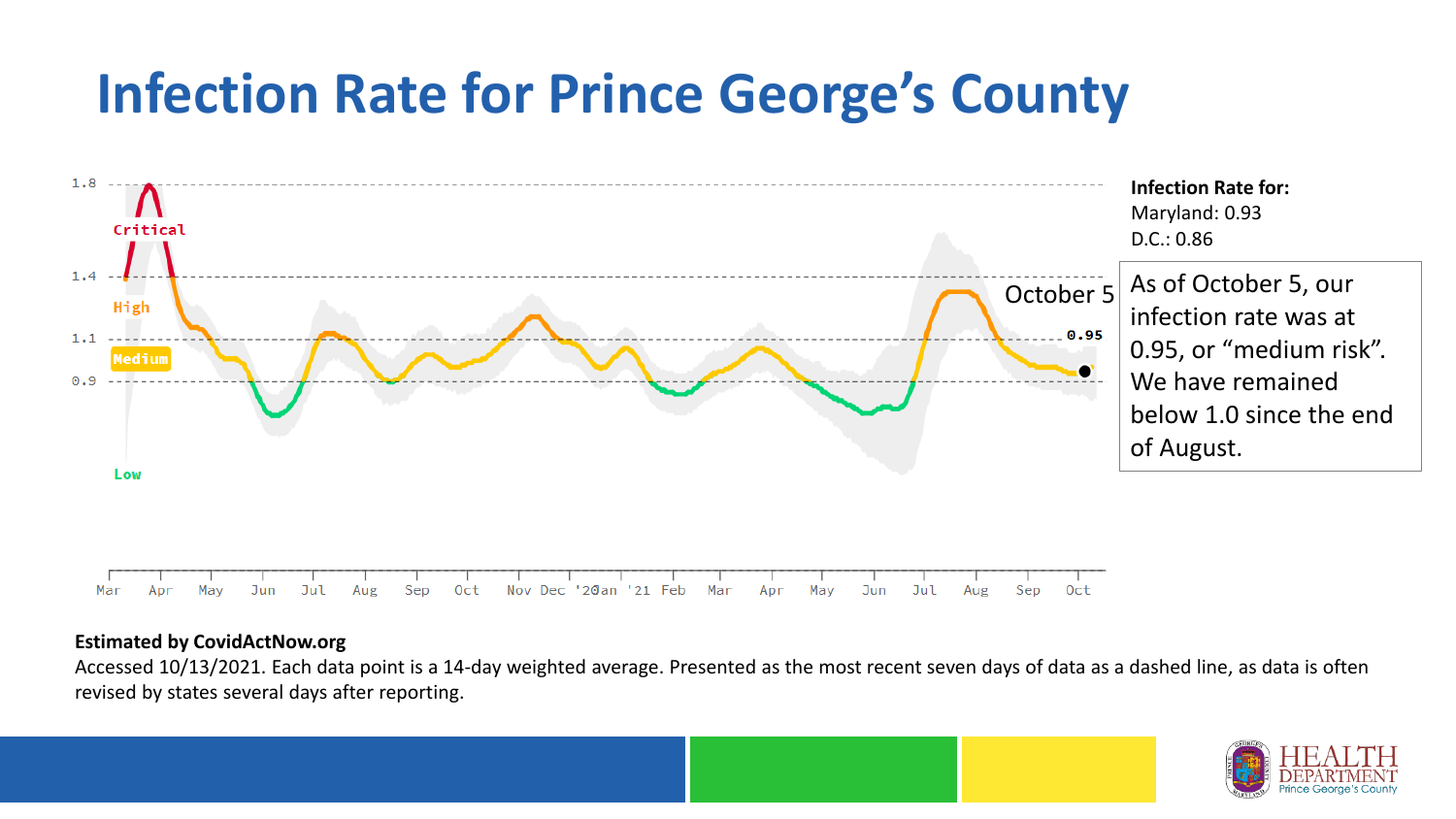# Infection Rate for Prince George's County

**Infection Rate for:**
Maryland: 0.93
D.C.: 0.86

As of October 5, our infection rate was at 0.95, or "medium risk". We have remained below 1.0 since the end of August.

**Estimated by CovidActNow.org**

Accessed 10/13/2021. Each data point is a 14-day weighted average. Presented as the most recent seven days of data as a dashed line, as data is often revised by states several days after reporting.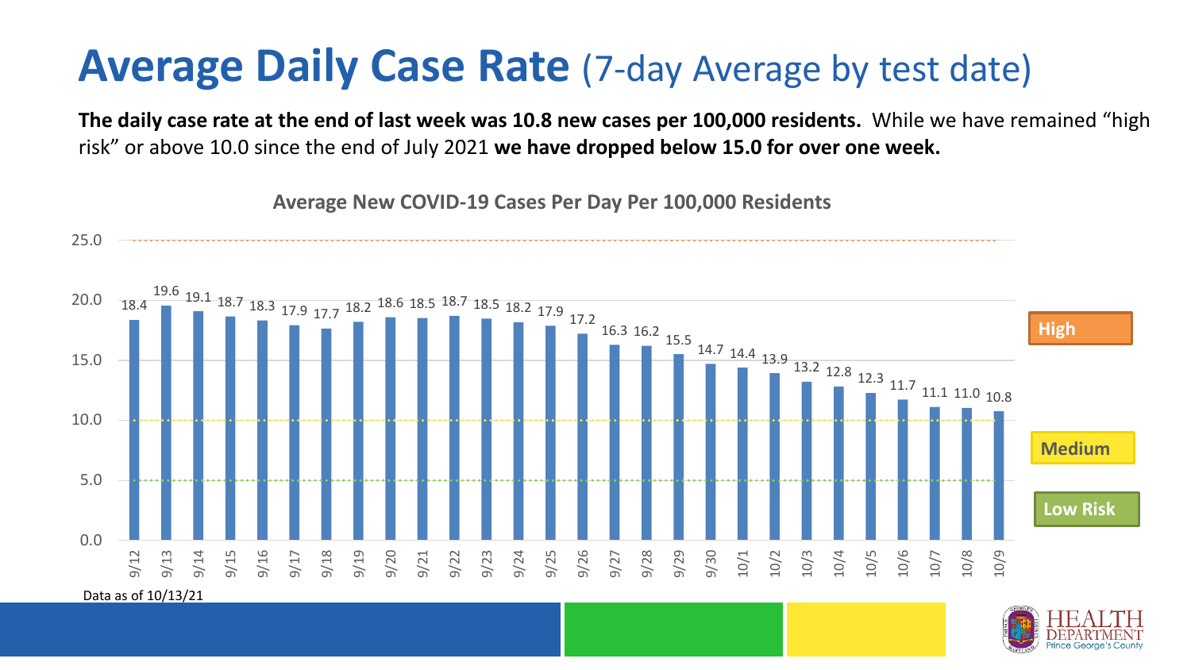# Average Daily Case Rate (7-day Average by test date)

**The daily case rate at the end of last week was 10.8 new cases per 100,000 residents.** While we have remained "high risk" or above 10.0 since the end of July 2021 **we have dropped below 15.0 for over one week.**

**Average New COVID-19 Cases Per Day Per 100,000 Residents**

| Date | Cases per 100,000 |
|---|---|
| 9/12 | 18.4 |
| 9/13 | 19.6 |
| 9/14 | 19.1 |
| 9/15 | 18.7 |
| 9/16 | 18.3 |
| 9/17 | 17.9 |
| 9/18 | 17.7 |
| 9/19 | 18.2 |
| 9/20 | 18.6 |
| 9/21 | 18.5 |
| 9/22 | 18.7 |
| 9/23 | 18.5 |
| 9/24 | 18.2 |
| 9/25 | 17.9 |
| 9/26 | 17.2 |
| 9/27 | 16.3 |
| 9/28 | 16.2 |
| 9/29 | 15.5 |
| 9/30 | 14.7 |
| 10/1 | 14.4 |
| 10/2 | 13.9 |
| 10/3 | 13.2 |
| 10/4 | 12.8 |
| 10/5 | 12.3 |
| 10/6 | 11.7 |
| 10/7 | 11.1 |
| 10/8 | 11.0 |
| 10/9 | 10.8 |

High

Medium

Low Risk

Data as of 10/13/21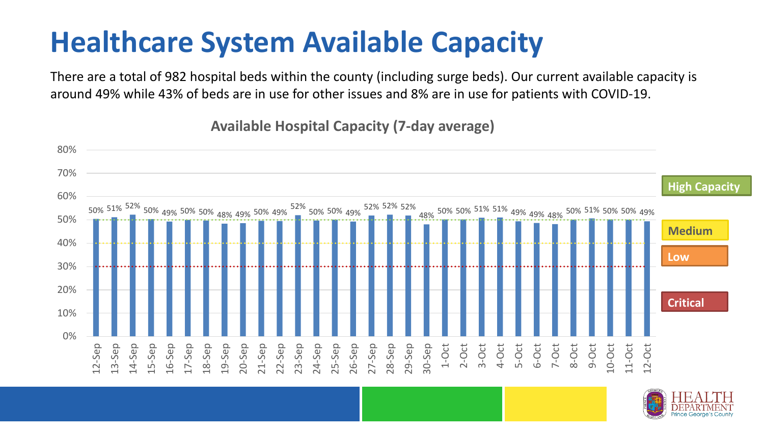# Healthcare System Available Capacity

There are a total of 982 hospital beds within the county (including surge beds). Our current available capacity is around 49% while 43% of beds are in use for other issues and 8% are in use for patients with COVID-19.

**Available Hospital Capacity (7-day average)**

80%
70%
60%
50%
40%
30%
20%
10%
0%

50% 51% 52% 50% 49% 50% 50% 48% 49% 50% 49% 52% 50% 50% 49% 52% 52% 52% 48% 50% 50% 51% 51% 49% 49% 48% 50% 51% 50% 50% 49%

12-Sep 13-Sep 14-Sep 15-Sep 16-Sep 17-Sep 18-Sep 19-Sep 20-Sep 21-Sep 22-Sep 23-Sep 24-Sep 25-Sep 26-Sep 27-Sep 28-Sep 29-Sep 30-Sep 1-Oct 2-Oct 3-Oct 4-Oct 5-Oct 6-Oct 7-Oct 8-Oct 9-Oct 10-Oct 11-Oct 12-Oct

High Capacity

Medium

Low

Critical

HEALTH DEPARTMENT
Prince George's County